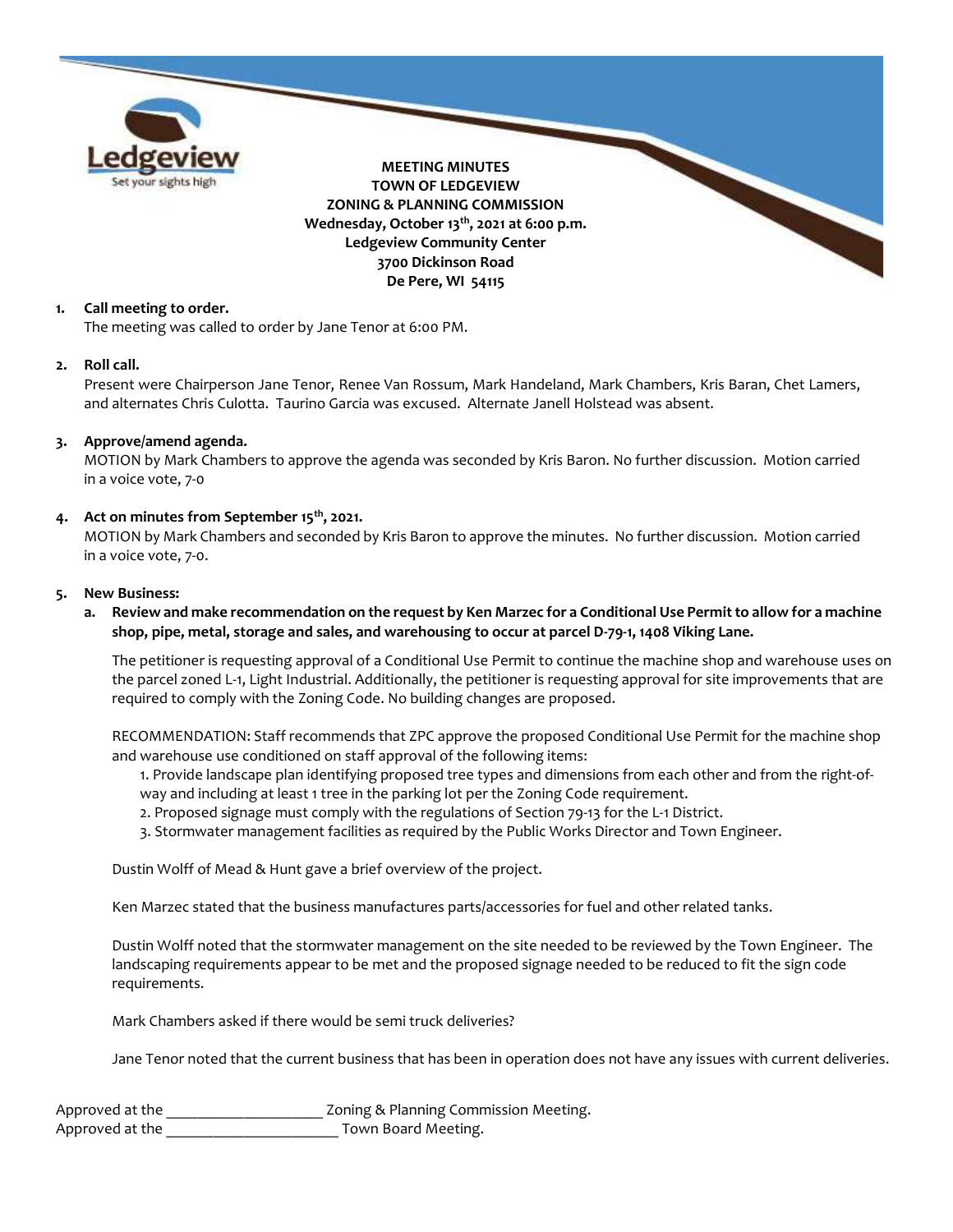**MEETING MINUTES**
**TOWN OF LEDGEVIEW**
**ZONING & PLANNING COMMISSION**
**Wednesday, October 13th, 2021 at 6:00 p.m.**
**Ledgeview Community Center**
**3700 Dickinson Road**
**De Pere, WI 54115**

1. **Call meeting to order.**
   The meeting was called to order by Jane Tenor at 6:00 PM.

2. **Roll call.**
   Present were Chairperson Jane Tenor, Renee Van Rossum, Mark Handeland, Mark Chambers, Kris Baran, Chet Lamers, and alternates Chris Culotta. Taurino Garcia was excused. Alternate Janell Holstead was absent.

3. **Approve/amend agenda.**
   MOTION by Mark Chambers to approve the agenda was seconded by Kris Baron. No further discussion. Motion carried in a voice vote, 7-0

4. **Act on minutes from September 15th, 2021.**
   MOTION by Mark Chambers and seconded by Kris Baron to approve the minutes. No further discussion. Motion carried in a voice vote, 7-0.

5. **New Business:**
   a. **Review and make recommendation on the request by Ken Marzec for a Conditional Use Permit to allow for a machine shop, pipe, metal, storage and sales, and warehousing to occur at parcel D-79-1, 1408 Viking Lane.**

   The petitioner is requesting approval of a Conditional Use Permit to continue the machine shop and warehouse uses on the parcel zoned L-1, Light Industrial. Additionally, the petitioner is requesting approval for site improvements that are required to comply with the Zoning Code. No building changes are proposed.

   RECOMMENDATION: Staff recommends that ZPC approve the proposed Conditional Use Permit for the machine shop and warehouse use conditioned on staff approval of the following items:

   1. Provide landscape plan identifying proposed tree types and dimensions from each other and from the right-of-way and including at least 1 tree in the parking lot per the Zoning Code requirement.
   2. Proposed signage must comply with the regulations of Section 79-13 for the L-1 District.
   3. Stormwater management facilities as required by the Public Works Director and Town Engineer.

   Dustin Wolff of Mead & Hunt gave a brief overview of the project.

   Ken Marzec stated that the business manufactures parts/accessories for fuel and other related tanks.

   Dustin Wolff noted that the stormwater management on the site needed to be reviewed by the Town Engineer. The landscaping requirements appear to be met and the proposed signage needed to be reduced to fit the sign code requirements.

   Mark Chambers asked if there would be semi truck deliveries?

   Jane Tenor noted that the current business that has been in operation does not have any issues with current deliveries.

Approved at the ____________________ Zoning & Planning Commission Meeting.
Approved at the ______________________ Town Board Meeting.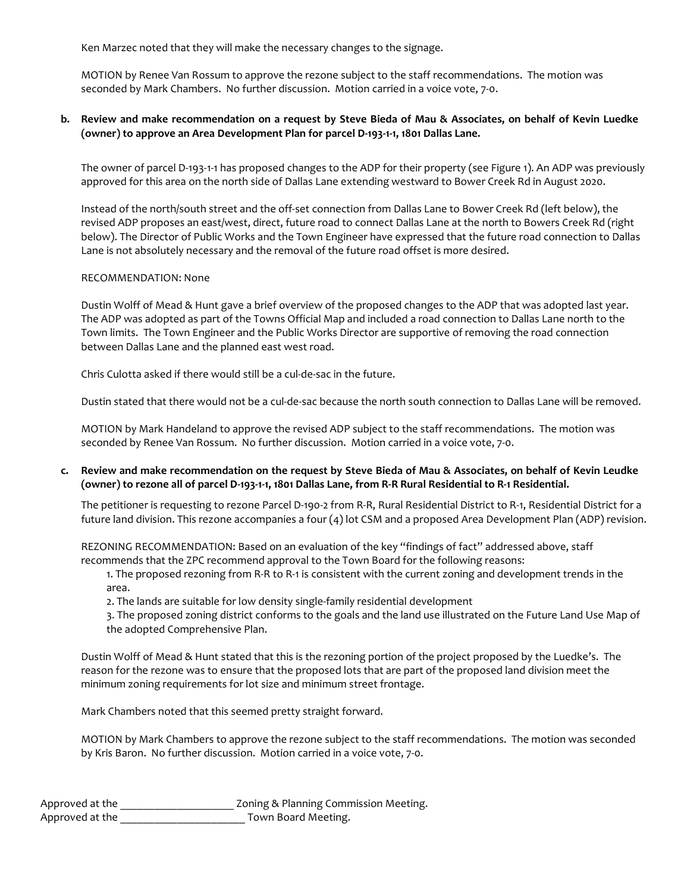Ken Marzec noted that they will make the necessary changes to the signage.

MOTION by Renee Van Rossum to approve the rezone subject to the staff recommendations. The motion was seconded by Mark Chambers. No further discussion. Motion carried in a voice vote, 7-0.

**b. Review and make recommendation on a request by Steve Bieda of Mau & Associates, on behalf of Kevin Luedke (owner) to approve an Area Development Plan for parcel D-193-1-1, 1801 Dallas Lane.**

The owner of parcel D-193-1-1 has proposed changes to the ADP for their property (see Figure 1). An ADP was previously approved for this area on the north side of Dallas Lane extending westward to Bower Creek Rd in August 2020.

Instead of the north/south street and the off-set connection from Dallas Lane to Bower Creek Rd (left below), the revised ADP proposes an east/west, direct, future road to connect Dallas Lane at the north to Bowers Creek Rd (right below). The Director of Public Works and the Town Engineer have expressed that the future road connection to Dallas Lane is not absolutely necessary and the removal of the future road offset is more desired.

RECOMMENDATION: None

Dustin Wolff of Mead & Hunt gave a brief overview of the proposed changes to the ADP that was adopted last year. The ADP was adopted as part of the Towns Official Map and included a road connection to Dallas Lane north to the Town limits. The Town Engineer and the Public Works Director are supportive of removing the road connection between Dallas Lane and the planned east west road.

Chris Culotta asked if there would still be a cul-de-sac in the future.

Dustin stated that there would not be a cul-de-sac because the north south connection to Dallas Lane will be removed.

MOTION by Mark Handeland to approve the revised ADP subject to the staff recommendations. The motion was seconded by Renee Van Rossum. No further discussion. Motion carried in a voice vote, 7-0.

**c. Review and make recommendation on the request by Steve Bieda of Mau & Associates, on behalf of Kevin Leudke (owner) to rezone all of parcel D-193-1-1, 1801 Dallas Lane, from R-R Rural Residential to R-1 Residential.**

The petitioner is requesting to rezone Parcel D-190-2 from R-R, Rural Residential District to R-1, Residential District for a future land division. This rezone accompanies a four (4) lot CSM and a proposed Area Development Plan (ADP) revision.

REZONING RECOMMENDATION: Based on an evaluation of the key "findings of fact" addressed above, staff recommends that the ZPC recommend approval to the Town Board for the following reasons:

1. The proposed rezoning from R-R to R-1 is consistent with the current zoning and development trends in the area.
2. The lands are suitable for low density single-family residential development
3. The proposed zoning district conforms to the goals and the land use illustrated on the Future Land Use Map of the adopted Comprehensive Plan.

Dustin Wolff of Mead & Hunt stated that this is the rezoning portion of the project proposed by the Luedke's. The reason for the rezone was to ensure that the proposed lots that are part of the proposed land division meet the minimum zoning requirements for lot size and minimum street frontage.

Mark Chambers noted that this seemed pretty straight forward.

MOTION by Mark Chambers to approve the rezone subject to the staff recommendations. The motion was seconded by Kris Baron. No further discussion. Motion carried in a voice vote, 7-0.

Approved at the ____________________ Zoning & Planning Commission Meeting.
Approved at the ______________________ Town Board Meeting.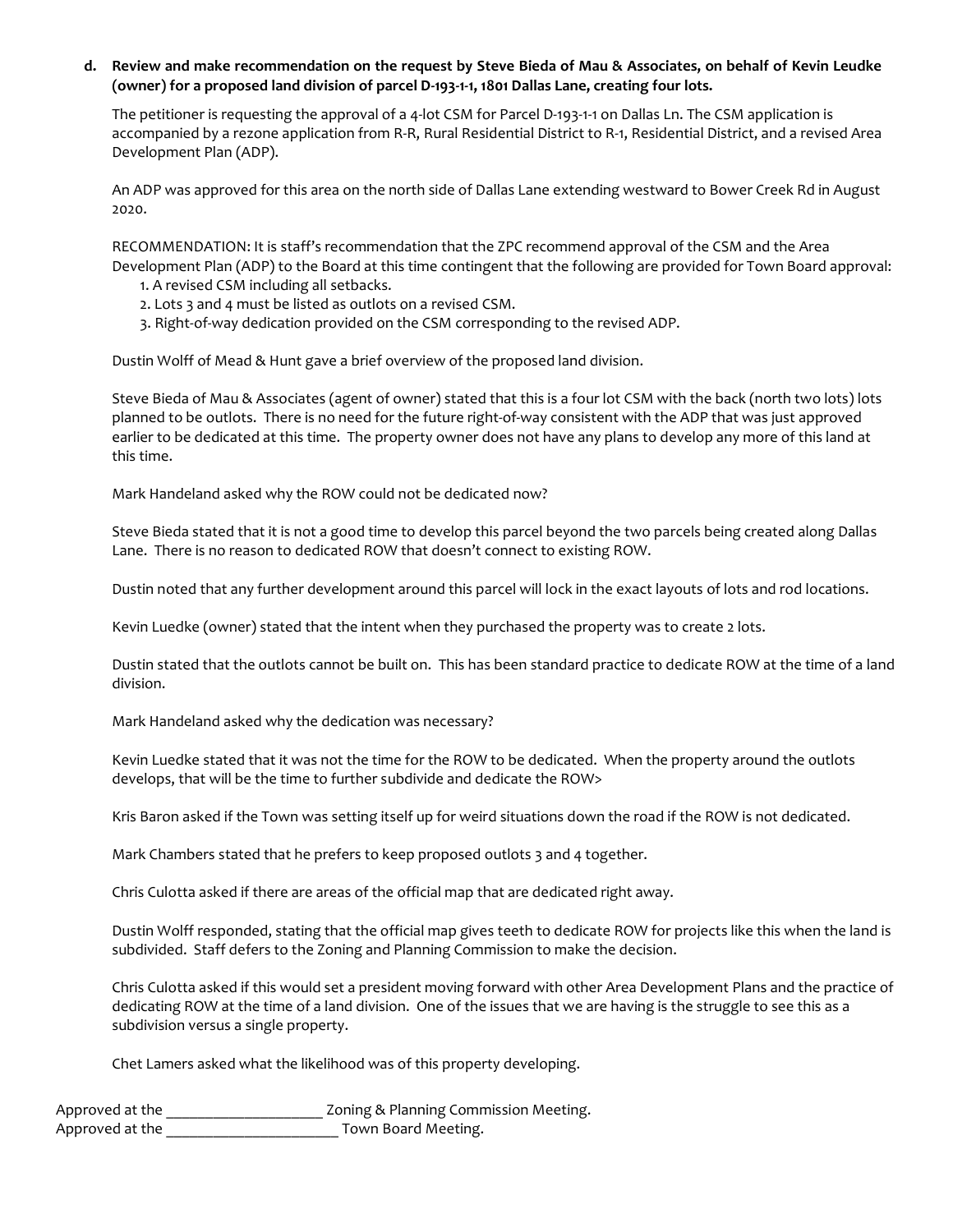**d. Review and make recommendation on the request by Steve Bieda of Mau & Associates, on behalf of Kevin Leudke (owner) for a proposed land division of parcel D-193-1-1, 1801 Dallas Lane, creating four lots.**

The petitioner is requesting the approval of a 4-lot CSM for Parcel D-193-1-1 on Dallas Ln. The CSM application is accompanied by a rezone application from R-R, Rural Residential District to R-1, Residential District, and a revised Area Development Plan (ADP).

An ADP was approved for this area on the north side of Dallas Lane extending westward to Bower Creek Rd in August 2020.

RECOMMENDATION: It is staff's recommendation that the ZPC recommend approval of the CSM and the Area Development Plan (ADP) to the Board at this time contingent that the following are provided for Town Board approval:

1. A revised CSM including all setbacks.
2. Lots 3 and 4 must be listed as outlots on a revised CSM.
3. Right-of-way dedication provided on the CSM corresponding to the revised ADP.

Dustin Wolff of Mead & Hunt gave a brief overview of the proposed land division.

Steve Bieda of Mau & Associates (agent of owner) stated that this is a four lot CSM with the back (north two lots) lots planned to be outlots. There is no need for the future right-of-way consistent with the ADP that was just approved earlier to be dedicated at this time. The property owner does not have any plans to develop any more of this land at this time.

Mark Handeland asked why the ROW could not be dedicated now?

Steve Bieda stated that it is not a good time to develop this parcel beyond the two parcels being created along Dallas Lane. There is no reason to dedicated ROW that doesn't connect to existing ROW.

Dustin noted that any further development around this parcel will lock in the exact layouts of lots and rod locations.

Kevin Luedke (owner) stated that the intent when they purchased the property was to create 2 lots.

Dustin stated that the outlots cannot be built on. This has been standard practice to dedicate ROW at the time of a land division.

Mark Handeland asked why the dedication was necessary?

Kevin Luedke stated that it was not the time for the ROW to be dedicated. When the property around the outlots develops, that will be the time to further subdivide and dedicate the ROW>

Kris Baron asked if the Town was setting itself up for weird situations down the road if the ROW is not dedicated.

Mark Chambers stated that he prefers to keep proposed outlots 3 and 4 together.

Chris Culotta asked if there are areas of the official map that are dedicated right away.

Dustin Wolff responded, stating that the official map gives teeth to dedicate ROW for projects like this when the land is subdivided. Staff defers to the Zoning and Planning Commission to make the decision.

Chris Culotta asked if this would set a president moving forward with other Area Development Plans and the practice of dedicating ROW at the time of a land division. One of the issues that we are having is the struggle to see this as a subdivision versus a single property.

Chet Lamers asked what the likelihood was of this property developing.

Approved at the ____________________ Zoning & Planning Commission Meeting.
Approved at the ______________________ Town Board Meeting.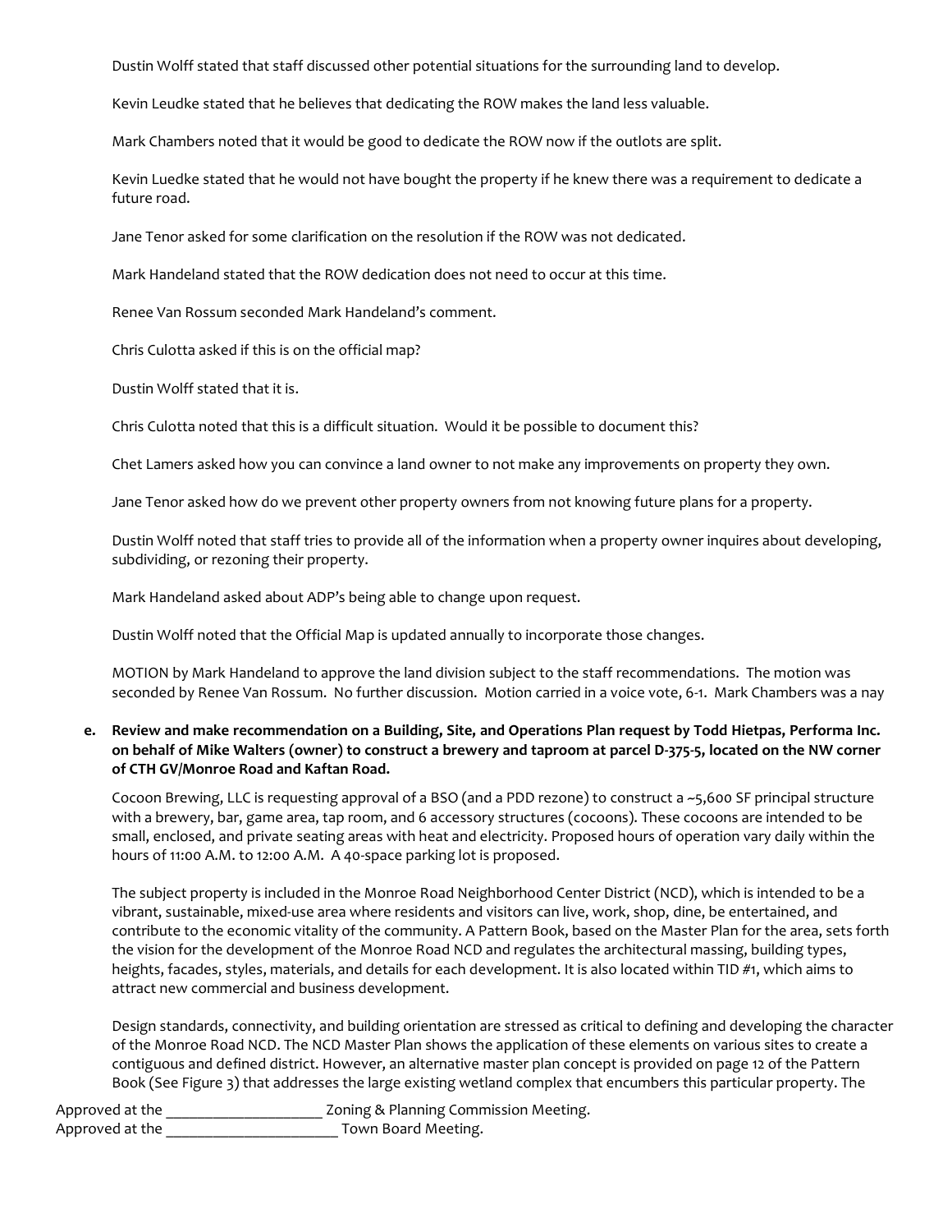Dustin Wolff stated that staff discussed other potential situations for the surrounding land to develop.

Kevin Leudke stated that he believes that dedicating the ROW makes the land less valuable.

Mark Chambers noted that it would be good to dedicate the ROW now if the outlots are split.

Kevin Luedke stated that he would not have bought the property if he knew there was a requirement to dedicate a future road.

Jane Tenor asked for some clarification on the resolution if the ROW was not dedicated.

Mark Handeland stated that the ROW dedication does not need to occur at this time.

Renee Van Rossum seconded Mark Handeland's comment.

Chris Culotta asked if this is on the official map?

Dustin Wolff stated that it is.

Chris Culotta noted that this is a difficult situation. Would it be possible to document this?

Chet Lamers asked how you can convince a land owner to not make any improvements on property they own.

Jane Tenor asked how do we prevent other property owners from not knowing future plans for a property.

Dustin Wolff noted that staff tries to provide all of the information when a property owner inquires about developing, subdividing, or rezoning their property.

Mark Handeland asked about ADP's being able to change upon request.

Dustin Wolff noted that the Official Map is updated annually to incorporate those changes.

MOTION by Mark Handeland to approve the land division subject to the staff recommendations. The motion was seconded by Renee Van Rossum. No further discussion. Motion carried in a voice vote, 6-1. Mark Chambers was a nay

**e. Review and make recommendation on a Building, Site, and Operations Plan request by Todd Hietpas, Performa Inc. on behalf of Mike Walters (owner) to construct a brewery and taproom at parcel D-375-5, located on the NW corner of CTH GV/Monroe Road and Kaftan Road.**

Cocoon Brewing, LLC is requesting approval of a BSO (and a PDD rezone) to construct a ~5,600 SF principal structure with a brewery, bar, game area, tap room, and 6 accessory structures (cocoons). These cocoons are intended to be small, enclosed, and private seating areas with heat and electricity. Proposed hours of operation vary daily within the hours of 11:00 A.M. to 12:00 A.M. A 40-space parking lot is proposed.

The subject property is included in the Monroe Road Neighborhood Center District (NCD), which is intended to be a vibrant, sustainable, mixed-use area where residents and visitors can live, work, shop, dine, be entertained, and contribute to the economic vitality of the community. A Pattern Book, based on the Master Plan for the area, sets forth the vision for the development of the Monroe Road NCD and regulates the architectural massing, building types, heights, facades, styles, materials, and details for each development. It is also located within TID #1, which aims to attract new commercial and business development.

Design standards, connectivity, and building orientation are stressed as critical to defining and developing the character of the Monroe Road NCD. The NCD Master Plan shows the application of these elements on various sites to create a contiguous and defined district. However, an alternative master plan concept is provided on page 12 of the Pattern Book (See Figure 3) that addresses the large existing wetland complex that encumbers this particular property. The

Approved at the ____________________ Zoning & Planning Commission Meeting.
Approved at the ______________________ Town Board Meeting.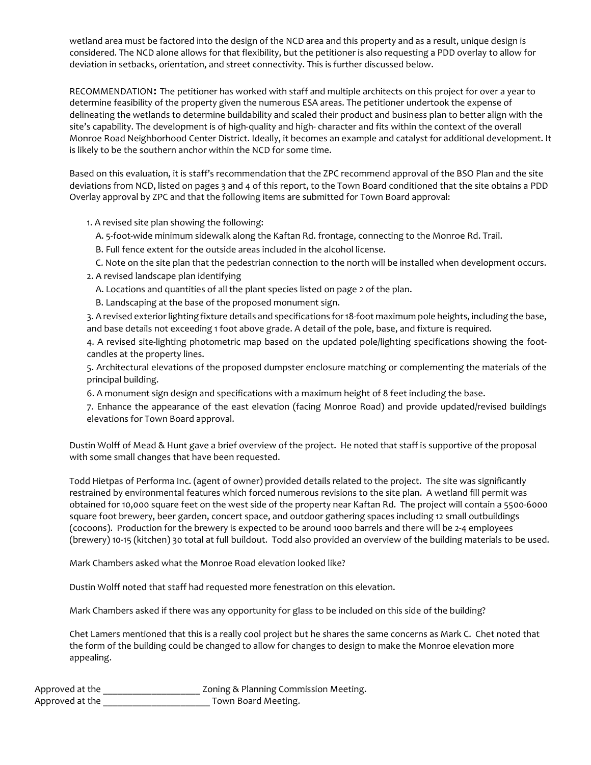wetland area must be factored into the design of the NCD area and this property and as a result, unique design is considered. The NCD alone allows for that flexibility, but the petitioner is also requesting a PDD overlay to allow for deviation in setbacks, orientation, and street connectivity. This is further discussed below.

RECOMMENDATION**:** The petitioner has worked with staff and multiple architects on this project for over a year to determine feasibility of the property given the numerous ESA areas. The petitioner undertook the expense of delineating the wetlands to determine buildability and scaled their product and business plan to better align with the site's capability. The development is of high-quality and high- character and fits within the context of the overall Monroe Road Neighborhood Center District. Ideally, it becomes an example and catalyst for additional development. It is likely to be the southern anchor within the NCD for some time.

Based on this evaluation, it is staff's recommendation that the ZPC recommend approval of the BSO Plan and the site deviations from NCD, listed on pages 3 and 4 of this report, to the Town Board conditioned that the site obtains a PDD Overlay approval by ZPC and that the following items are submitted for Town Board approval:

1. A revised site plan showing the following:
   A. 5-foot-wide minimum sidewalk along the Kaftan Rd. frontage, connecting to the Monroe Rd. Trail.
   B. Full fence extent for the outside areas included in the alcohol license.
   C. Note on the site plan that the pedestrian connection to the north will be installed when development occurs.
2. A revised landscape plan identifying
   A. Locations and quantities of all the plant species listed on page 2 of the plan.
   B. Landscaping at the base of the proposed monument sign.
3. A revised exterior lighting fixture details and specifications for 18-foot maximum pole heights, including the base, and base details not exceeding 1 foot above grade. A detail of the pole, base, and fixture is required.
4. A revised site-lighting photometric map based on the updated pole/lighting specifications showing the foot-candles at the property lines.
5. Architectural elevations of the proposed dumpster enclosure matching or complementing the materials of the principal building.
6. A monument sign design and specifications with a maximum height of 8 feet including the base.
7. Enhance the appearance of the east elevation (facing Monroe Road) and provide updated/revised buildings elevations for Town Board approval.

Dustin Wolff of Mead & Hunt gave a brief overview of the project. He noted that staff is supportive of the proposal with some small changes that have been requested.

Todd Hietpas of Performa Inc. (agent of owner) provided details related to the project. The site was significantly restrained by environmental features which forced numerous revisions to the site plan. A wetland fill permit was obtained for 10,000 square feet on the west side of the property near Kaftan Rd. The project will contain a 5500-6000 square foot brewery, beer garden, concert space, and outdoor gathering spaces including 12 small outbuildings (cocoons). Production for the brewery is expected to be around 1000 barrels and there will be 2-4 employees (brewery) 10-15 (kitchen) 30 total at full buildout. Todd also provided an overview of the building materials to be used.

Mark Chambers asked what the Monroe Road elevation looked like?

Dustin Wolff noted that staff had requested more fenestration on this elevation.

Mark Chambers asked if there was any opportunity for glass to be included on this side of the building?

Chet Lamers mentioned that this is a really cool project but he shares the same concerns as Mark C. Chet noted that the form of the building could be changed to allow for changes to design to make the Monroe elevation more appealing.

Approved at the ____________________ Zoning & Planning Commission Meeting.
Approved at the ______________________ Town Board Meeting.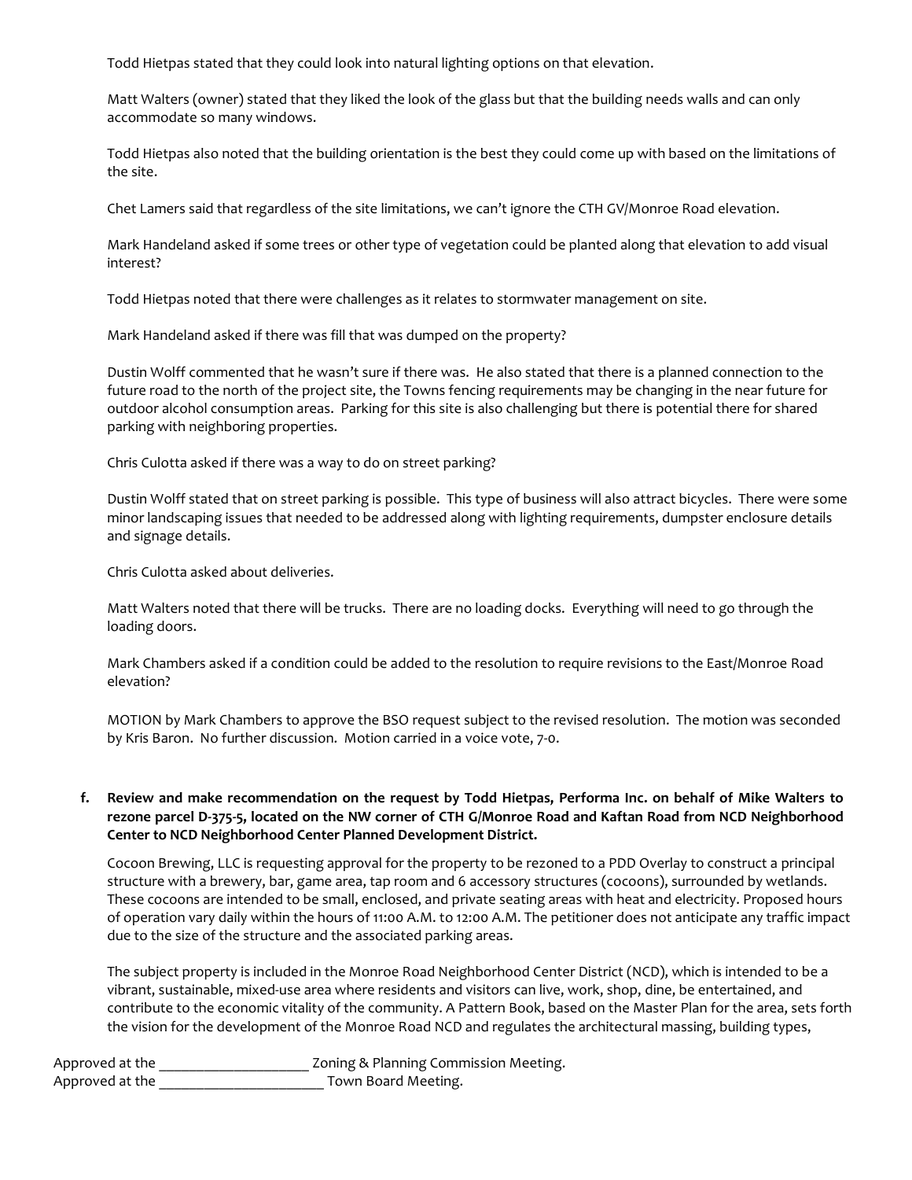Todd Hietpas stated that they could look into natural lighting options on that elevation.

Matt Walters (owner) stated that they liked the look of the glass but that the building needs walls and can only accommodate so many windows.

Todd Hietpas also noted that the building orientation is the best they could come up with based on the limitations of the site.

Chet Lamers said that regardless of the site limitations, we can't ignore the CTH GV/Monroe Road elevation.

Mark Handeland asked if some trees or other type of vegetation could be planted along that elevation to add visual interest?

Todd Hietpas noted that there were challenges as it relates to stormwater management on site.

Mark Handeland asked if there was fill that was dumped on the property?

Dustin Wolff commented that he wasn't sure if there was. He also stated that there is a planned connection to the future road to the north of the project site, the Towns fencing requirements may be changing in the near future for outdoor alcohol consumption areas. Parking for this site is also challenging but there is potential there for shared parking with neighboring properties.

Chris Culotta asked if there was a way to do on street parking?

Dustin Wolff stated that on street parking is possible. This type of business will also attract bicycles. There were some minor landscaping issues that needed to be addressed along with lighting requirements, dumpster enclosure details and signage details.

Chris Culotta asked about deliveries.

Matt Walters noted that there will be trucks. There are no loading docks. Everything will need to go through the loading doors.

Mark Chambers asked if a condition could be added to the resolution to require revisions to the East/Monroe Road elevation?

MOTION by Mark Chambers to approve the BSO request subject to the revised resolution. The motion was seconded by Kris Baron. No further discussion. Motion carried in a voice vote, 7-0.

**f. Review and make recommendation on the request by Todd Hietpas, Performa Inc. on behalf of Mike Walters to rezone parcel D-375-5, located on the NW corner of CTH G/Monroe Road and Kaftan Road from NCD Neighborhood Center to NCD Neighborhood Center Planned Development District.**

Cocoon Brewing, LLC is requesting approval for the property to be rezoned to a PDD Overlay to construct a principal structure with a brewery, bar, game area, tap room and 6 accessory structures (cocoons), surrounded by wetlands. These cocoons are intended to be small, enclosed, and private seating areas with heat and electricity. Proposed hours of operation vary daily within the hours of 11:00 A.M. to 12:00 A.M. The petitioner does not anticipate any traffic impact due to the size of the structure and the associated parking areas.

The subject property is included in the Monroe Road Neighborhood Center District (NCD), which is intended to be a vibrant, sustainable, mixed-use area where residents and visitors can live, work, shop, dine, be entertained, and contribute to the economic vitality of the community. A Pattern Book, based on the Master Plan for the area, sets forth the vision for the development of the Monroe Road NCD and regulates the architectural massing, building types,

Approved at the ____________________ Zoning & Planning Commission Meeting.
Approved at the ______________________ Town Board Meeting.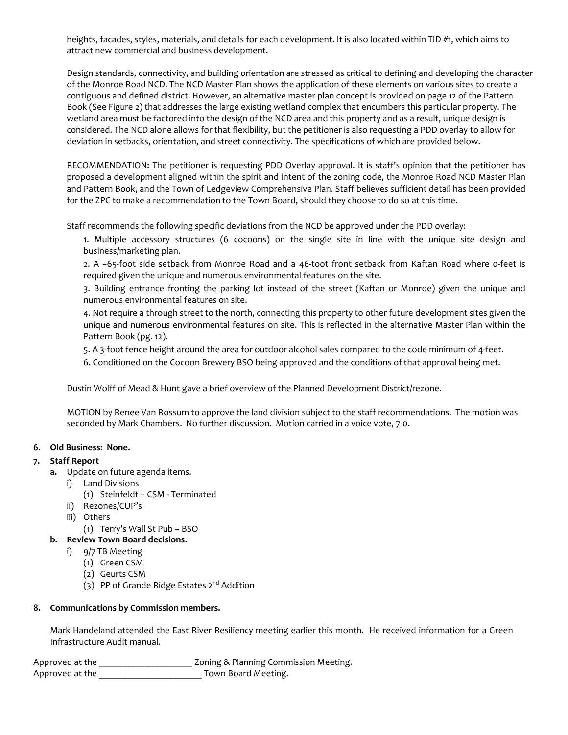heights, facades, styles, materials, and details for each development. It is also located within TID #1, which aims to attract new commercial and business development.

Design standards, connectivity, and building orientation are stressed as critical to defining and developing the character of the Monroe Road NCD. The NCD Master Plan shows the application of these elements on various sites to create a contiguous and defined district. However, an alternative master plan concept is provided on page 12 of the Pattern Book (See Figure 2) that addresses the large existing wetland complex that encumbers this particular property. The wetland area must be factored into the design of the NCD area and this property and as a result, unique design is considered. The NCD alone allows for that flexibility, but the petitioner is also requesting a PDD overlay to allow for deviation in setbacks, orientation, and street connectivity. The specifications of which are provided below.

RECOMMENDATION**:** The petitioner is requesting PDD Overlay approval. It is staff's opinion that the petitioner has proposed a development aligned within the spirit and intent of the zoning code, the Monroe Road NCD Master Plan and Pattern Book, and the Town of Ledgeview Comprehensive Plan. Staff believes sufficient detail has been provided for the ZPC to make a recommendation to the Town Board, should they choose to do so at this time.

Staff recommends the following specific deviations from the NCD be approved under the PDD overlay:

1. Multiple accessory structures (6 cocoons) on the single site in line with the unique site design and business/marketing plan.
2. A ~65-foot side setback from Monroe Road and a 46-toot front setback from Kaftan Road where 0-feet is required given the unique and numerous environmental features on the site.
3. Building entrance fronting the parking lot instead of the street (Kaftan or Monroe) given the unique and numerous environmental features on site.
4. Not require a through street to the north, connecting this property to other future development sites given the unique and numerous environmental features on site. This is reflected in the alternative Master Plan within the Pattern Book (pg. 12).
5. A 3-foot fence height around the area for outdoor alcohol sales compared to the code minimum of 4-feet.
6. Conditioned on the Cocoon Brewery BSO being approved and the conditions of that approval being met.

Dustin Wolff of Mead & Hunt gave a brief overview of the Planned Development District/rezone.

MOTION by Renee Van Rossum to approve the land division subject to the staff recommendations. The motion was seconded by Mark Chambers. No further discussion. Motion carried in a voice vote, 7-0.

6. **Old Business: None.**
7. **Staff Report**
   a. Update on future agenda items.
      i) Land Divisions
         (1) Steinfeldt – CSM - Terminated
      ii) Rezones/CUP's
      iii) Others
         (1) Terry's Wall St Pub – BSO
   b. **Review Town Board decisions.**
      i) 9/7 TB Meeting
         (1) Green CSM
         (2) Geurts CSM
         (3) PP of Grande Ridge Estates 2nd Addition
8. **Communications by Commission members.**

   Mark Handeland attended the East River Resiliency meeting earlier this month. He received information for a Green Infrastructure Audit manual.

Approved at the ____________________ Zoning & Planning Commission Meeting.
Approved at the ______________________ Town Board Meeting.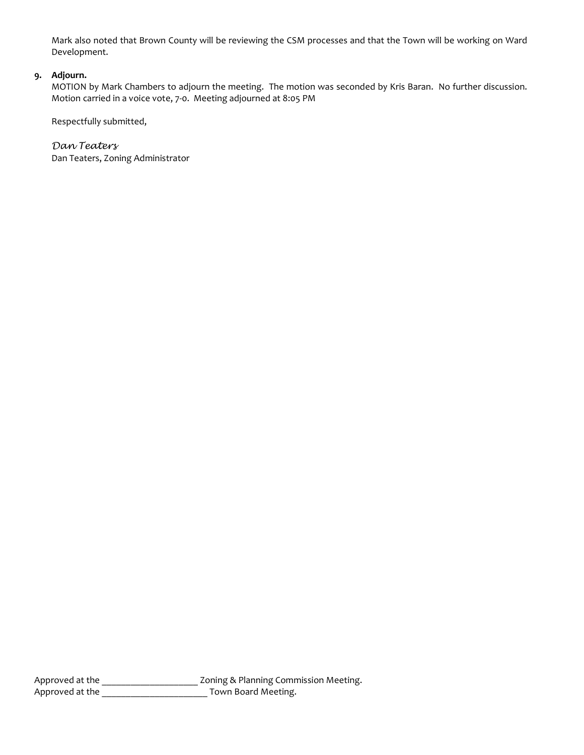Mark also noted that Brown County will be reviewing the CSM processes and that the Town will be working on Ward Development.

9. **Adjourn.**
   MOTION by Mark Chambers to adjourn the meeting. The motion was seconded by Kris Baran. No further discussion. Motion carried in a voice vote, 7-0. Meeting adjourned at 8:05 PM

   Respectfully submitted,

   *Dan Teaters*
   Dan Teaters, Zoning Administrator

Approved at the ____________________ Zoning & Planning Commission Meeting.
Approved at the ______________________ Town Board Meeting.